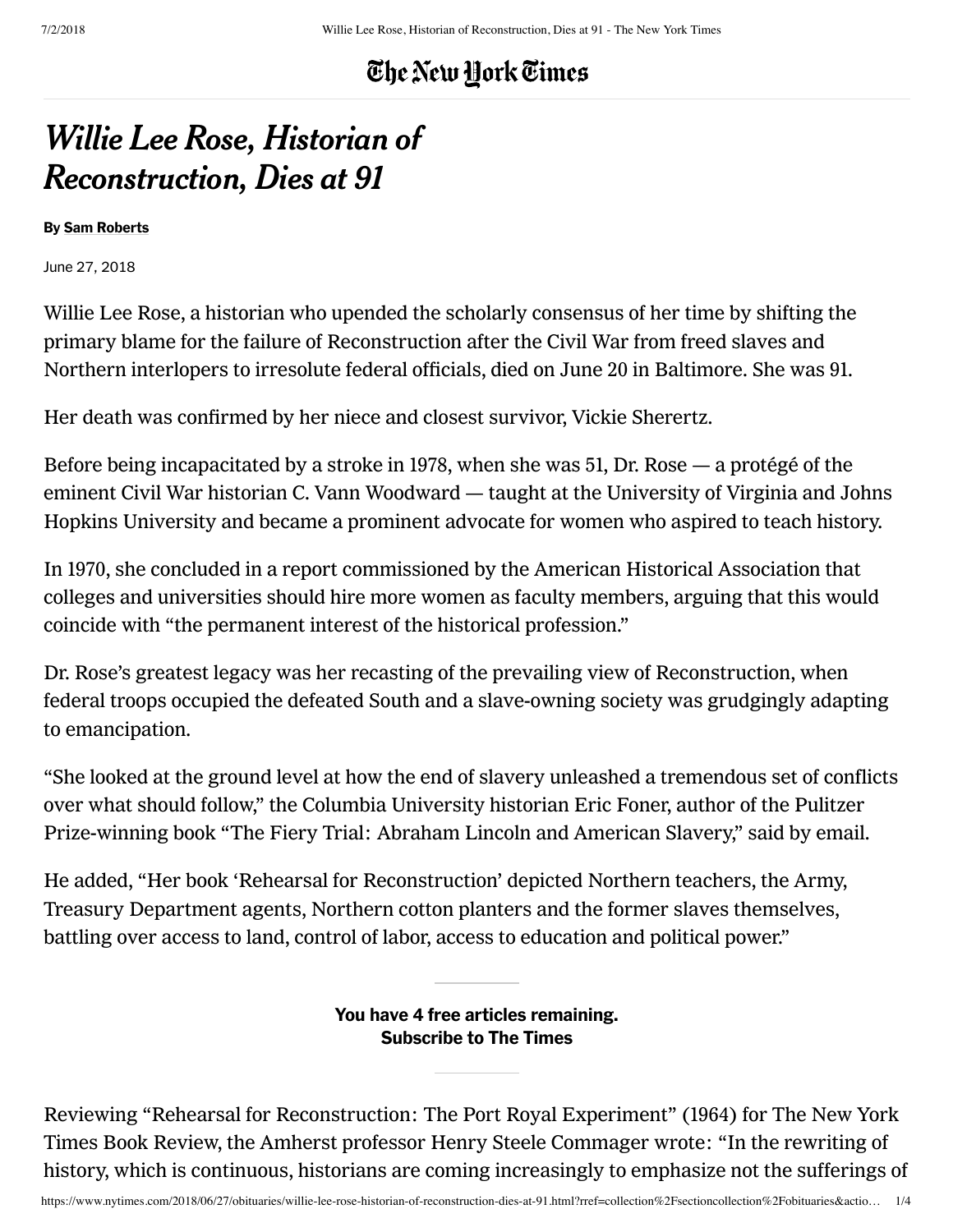# *Willie Lee Rose, Historian of Reconstruction, Dies at 91*

**By Sam Roberts**

June 27, 2018

Willie Lee Rose, a historian who upended the scholarly consensus of her time by shifting the primary blame for the failure of Reconstruction after the Civil War from freed slaves and Northern interlopers to irresolute federal officials, died on June 20 in Baltimore. She was 91.

Her death was confirmed by her niece and closest survivor, Vickie Sherertz.

Before being incapacitated by a stroke in 1978, when she was 51, Dr. Rose — a protégé of the eminent Civil War historian C. Vann Woodward — taught at the University of Virginia and Johns Hopkins University and became a prominent advocate for women who aspired to teach history.

In 1970, she concluded in a report commissioned by the American Historical Association that colleges and universities should hire more women as faculty members, arguing that this would coincide with "the permanent interest of the historical profession."

Dr. Rose's greatest legacy was her recasting of the prevailing view of Reconstruction, when federal troops occupied the defeated South and a slave-owning society was grudgingly adapting to emancipation.

"She looked at the ground level at how the end of slavery unleashed a tremendous set of conflicts over what should follow," the Columbia University historian Eric Foner, author of the Pulitzer Prize-winning book "The Fiery Trial: Abraham Lincoln and American Slavery," said by email.

He added, "Her book 'Rehearsal for Reconstruction' depicted Northern teachers, the Army, Treasury Department agents, Northern cotton planters and the former slaves themselves, battling over access to land, control of labor, access to education and political power."

Reviewing "Rehearsal for Reconstruction: The Port Royal Experiment" (1964) for The New York Times Book Review, the Amherst professor Henry Steele Commager wrote: "In the rewriting of history, which is continuous, historians are coming increasingly to emphasize not the sufferings of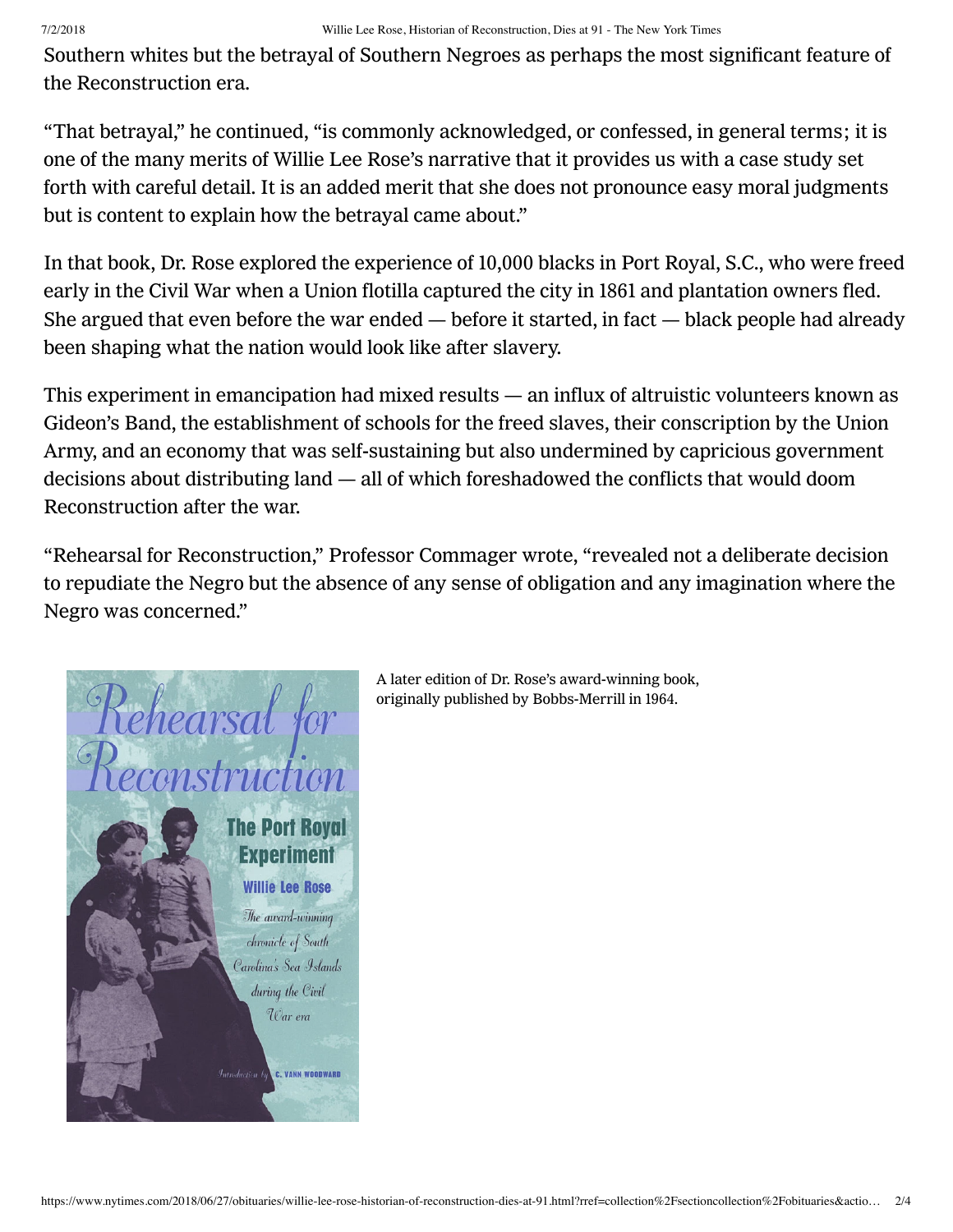Southern whites but the betrayal of Southern Negroes as perhaps the most significant feature of the Reconstruction era.

"That betrayal," he continued, "is commonly acknowledged, or confessed, in general terms; it is one of the many merits of Willie Lee Rose's narrative that it provides us with a case study set forth with careful detail. It is an added merit that she does not pronounce easy moral judgments but is content to explain how the betrayal came about."

In that book, Dr. Rose explored the experience of 10,000 blacks in Port Royal, S.C., who were freed early in the Civil War when a Union flotilla captured the city in 1861 and plantation owners fled. She argued that even before the war ended — before it started, in fact — black people had already been shaping what the nation would look like after slavery.

This experiment in emancipation had mixed results — an influx of altruistic volunteers known as Gideon's Band, the establishment of schools for the freed slaves, their conscription by the Union Army, and an economy that was self-sustaining but also undermined by capricious government decisions about distributing land — all of which foreshadowed the conflicts that would doom Reconstruction after the war.

"Rehearsal for Reconstruction," Professor Commager wrote, "revealed not a deliberate decision to repudiate the Negro but the absence of any sense of obligation and any imagination where the Negro was concerned."

A later edition of Dr. Rose's award-winning book, originally published by Bobbs-Merrill in 1964.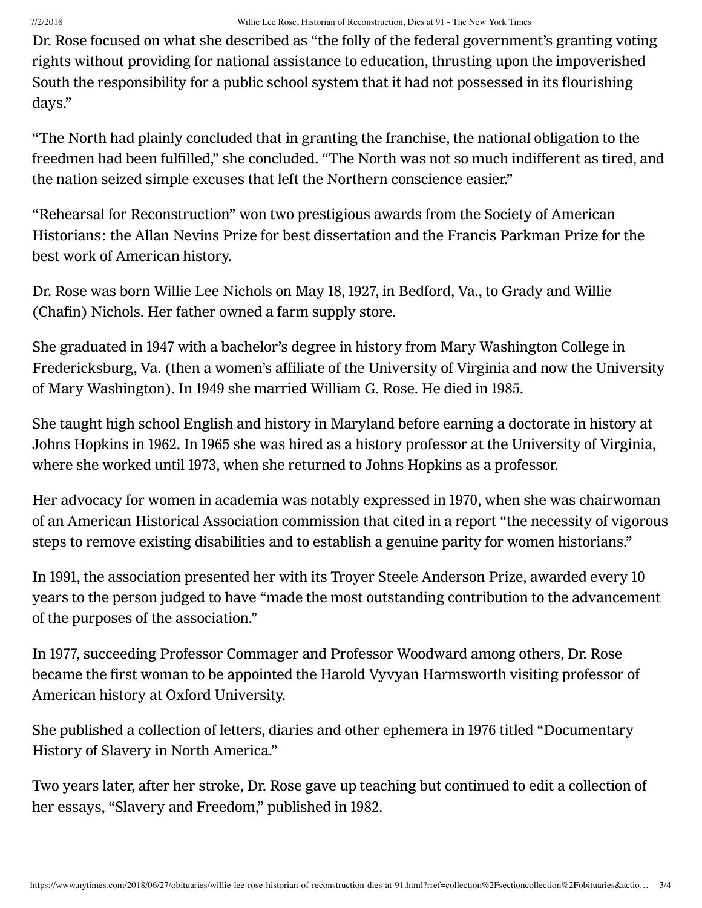Dr. Rose focused on what she described as "the folly of the federal government's granting voting rights without providing for national assistance to education, thrusting upon the impoverished South the responsibility for a public school system that it had not possessed in its flourishing days."

"The North had plainly concluded that in granting the franchise, the national obligation to the freedmen had been fulfilled," she concluded. "The North was not so much indifferent as tired, and the nation seized simple excuses that left the Northern conscience easier."

"Rehearsal for Reconstruction" won two prestigious awards from the Society of American Historians: the Allan Nevins Prize for best dissertation and the Francis Parkman Prize for the best work of American history.

Dr. Rose was born Willie Lee Nichols on May 18, 1927, in Bedford, Va., to Grady and Willie (Chafin) Nichols. Her father owned a farm supply store.

She graduated in 1947 with a bachelor's degree in history from Mary Washington College in Fredericksburg, Va. (then a women's affiliate of the University of Virginia and now the University of Mary Washington). In 1949 she married William G. Rose. He died in 1985.

She taught high school English and history in Maryland before earning a doctorate in history at Johns Hopkins in 1962. In 1965 she was hired as a history professor at the University of Virginia, where she worked until 1973, when she returned to Johns Hopkins as a professor.

Her advocacy for women in academia was notably expressed in 1970, when she was chairwoman of an American Historical Association commission that cited in a report "the necessity of vigorous steps to remove existing disabilities and to establish a genuine parity for women historians."

In 1991, the association presented her with its Troyer Steele Anderson Prize, awarded every 10 years to the person judged to have "made the most outstanding contribution to the advancement of the purposes of the association."

In 1977, succeeding Professor Commager and Professor Woodward among others, Dr. Rose became the first woman to be appointed the Harold Vyvyan Harmsworth visiting professor of American history at Oxford University.

She published a collection of letters, diaries and other ephemera in 1976 titled "Documentary History of Slavery in North America."

Two years later, after her stroke, Dr. Rose gave up teaching but continued to edit a collection of her essays, "Slavery and Freedom," published in 1982.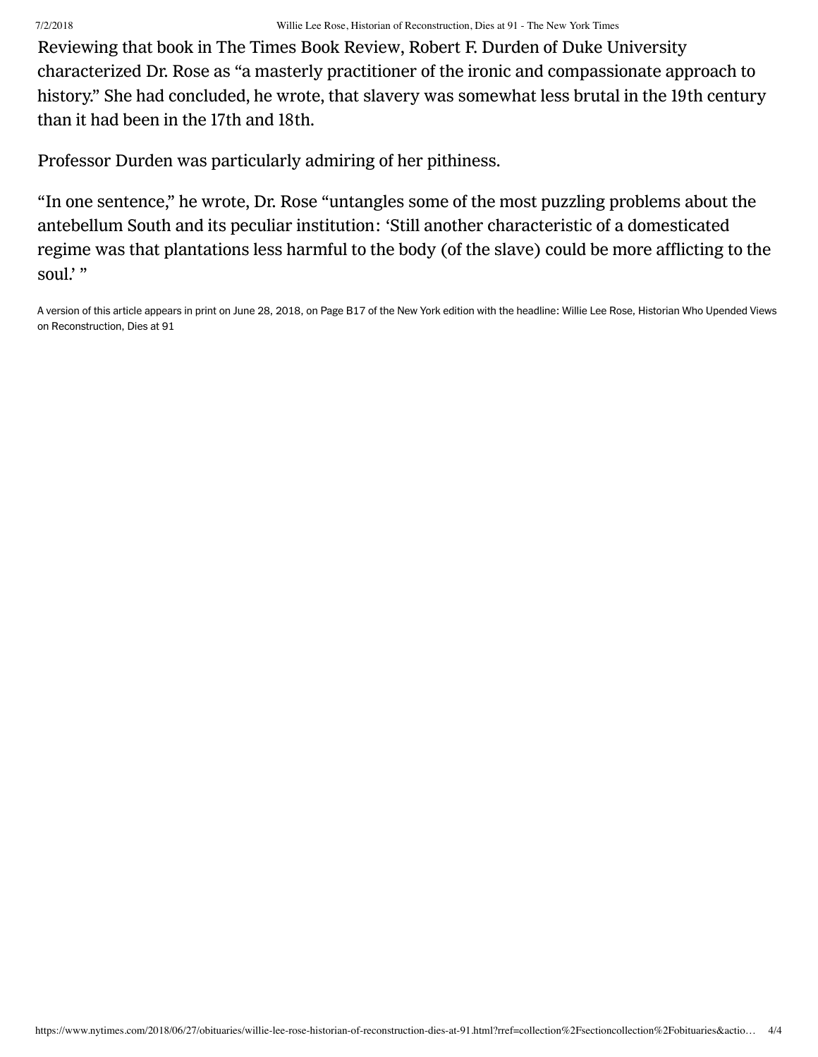Reviewing that book in The Times Book Review, Robert F. Durden of Duke University characterized Dr. Rose as "a masterly practitioner of the ironic and compassionate approach to history." She had concluded, he wrote, that slavery was somewhat less brutal in the 19th century than it had been in the 17th and 18th.

Professor Durden was particularly admiring of her pithiness.

"In one sentence," he wrote, Dr. Rose "untangles some of the most puzzling problems about the antebellum South and its peculiar institution: 'Still another characteristic of a domesticated regime was that plantations less harmful to the body (of the slave) could be more afflicting to the soul.' "

A version of this article appears in print on June 28, 2018, on Page B17 of the New York edition with the headline: Willie Lee Rose, Historian Who Upended Views on Reconstruction, Dies at 91